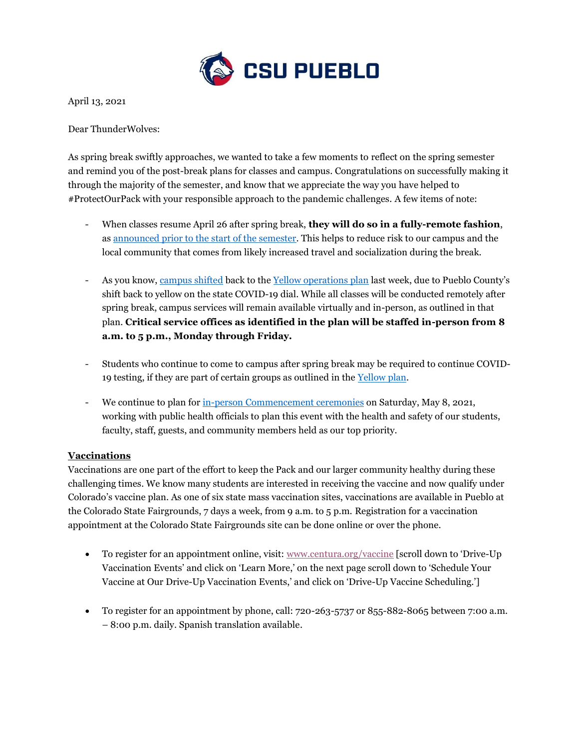April 13, 2021

Dear ThunderWolves:

As spring break swiftly approaches, we wanted to take a few moments to reflect on the spring semester and remind you of the post-break plans for classes and campus. Congratulations on successfully making it through the majority of the semester, and know that we appreciate the way you have helped to #ProtectOurPack with your responsible approach to the pandemic challenges. A few items of note:

- When classes resume April 26 after spring break, **they will do so in a fully-remote fashion**, as announced prior to the start of the semester. This helps to reduce risk to our campus and the local community that comes from likely increased travel and socialization during the break.

- As you know, campus shifted back to the Yellow operations plan last week, due to Pueblo County's shift back to yellow on the state COVID-19 dial. While all classes will be conducted remotely after spring break, campus services will remain available virtually and in-person, as outlined in that plan. **Critical service offices as identified in the plan will be staffed in-person from 8 a.m. to 5 p.m., Monday through Friday.**

- Students who continue to come to campus after spring break may be required to continue COVID-19 testing, if they are part of certain groups as outlined in the Yellow plan.

- We continue to plan for in-person Commencement ceremonies on Saturday, May 8, 2021, working with public health officials to plan this event with the health and safety of our students, faculty, staff, guests, and community members held as our top priority.

**Vaccinations**

Vaccinations are one part of the effort to keep the Pack and our larger community healthy during these challenging times. We know many students are interested in receiving the vaccine and now qualify under Colorado's vaccine plan. As one of six state mass vaccination sites, vaccinations are available in Pueblo at the Colorado State Fairgrounds, 7 days a week, from 9 a.m. to 5 p.m. Registration for a vaccination appointment at the Colorado State Fairgrounds site can be done online or over the phone.

- To register for an appointment online, visit: www.centura.org/vaccine [scroll down to 'Drive-Up Vaccination Events' and click on 'Learn More,' on the next page scroll down to 'Schedule Your Vaccine at Our Drive-Up Vaccination Events,' and click on 'Drive-Up Vaccine Scheduling.']

- To register for an appointment by phone, call: 720-263-5737 or 855-882-8065 between 7:00 a.m. – 8:00 p.m. daily. Spanish translation available.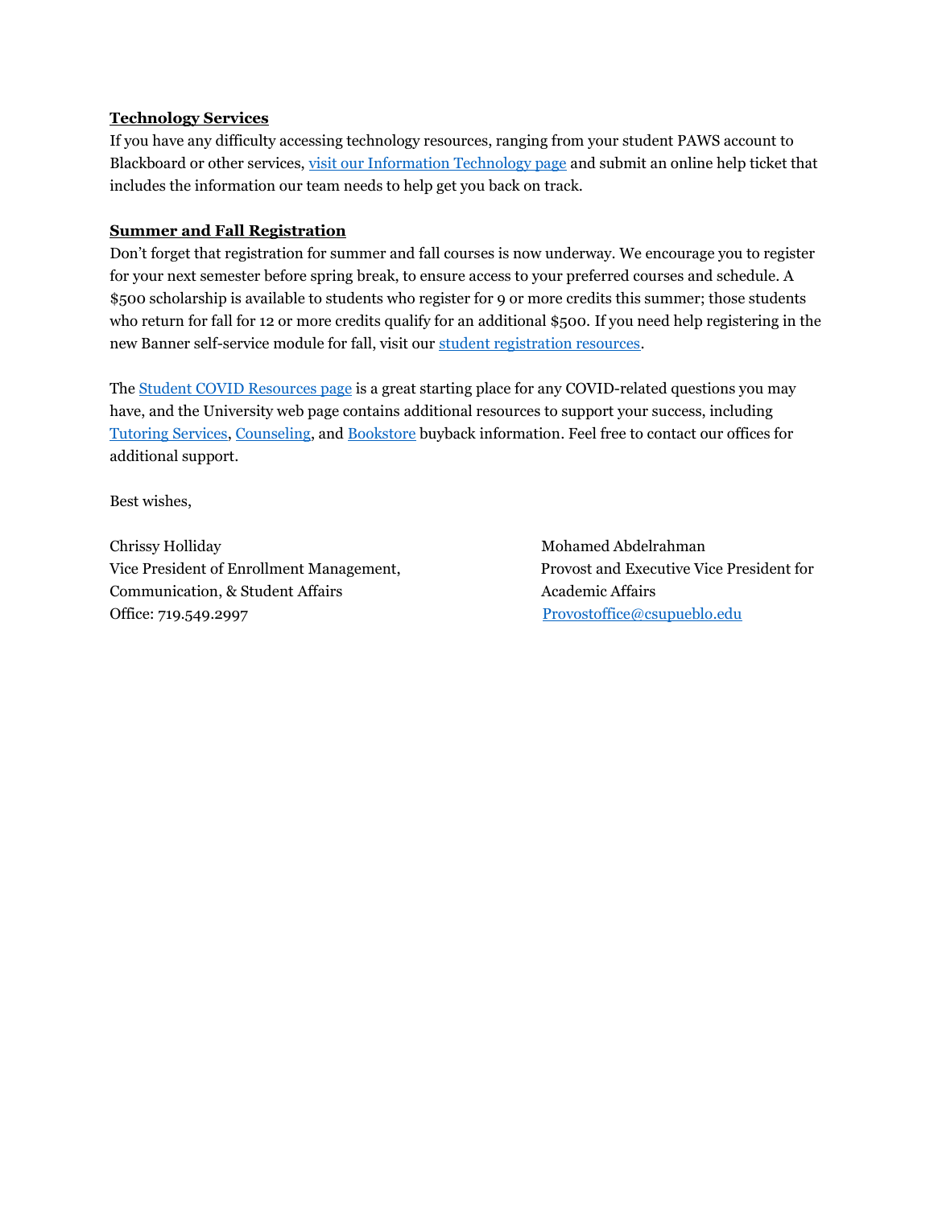**Technology Services**

If you have any difficulty accessing technology resources, ranging from your student PAWS account to Blackboard or other services, visit our Information Technology page and submit an online help ticket that includes the information our team needs to help get you back on track.

**Summer and Fall Registration**

Don't forget that registration for summer and fall courses is now underway. We encourage you to register for your next semester before spring break, to ensure access to your preferred courses and schedule. A $500 scholarship is available to students who register for 9 or more credits this summer; those students who return for fall for 12 or more credits qualify for an additional $500. If you need help registering in the new Banner self-service module for fall, visit our student registration resources.

The Student COVID Resources page is a great starting place for any COVID-related questions you may have, and the University web page contains additional resources to support your success, including Tutoring Services, Counseling, and Bookstore buyback information. Feel free to contact our offices for additional support.

Best wishes,

Chrissy Holliday
Vice President of Enrollment Management, Communication, & Student Affairs
Office: 719.549.2997

Mohamed Abdelrahman
Provost and Executive Vice President for Academic Affairs
Provostoffice@csupueblo.edu